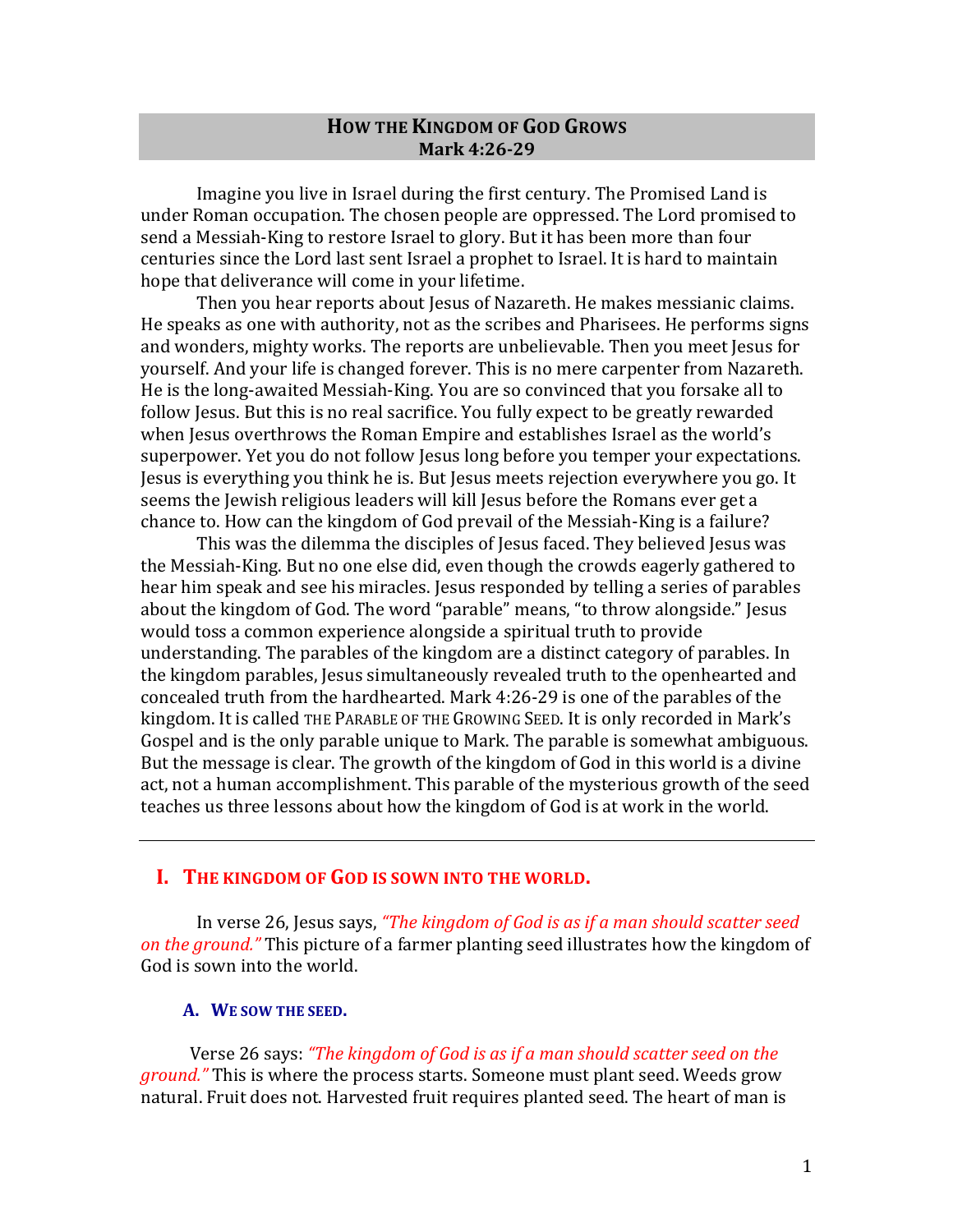# How the Kingdom of God Grows
## Mark 4:26-29

Imagine you live in Israel during the first century. The Promised Land is under Roman occupation. The chosen people are oppressed. The Lord promised to send a Messiah-King to restore Israel to glory. But it has been more than four centuries since the Lord last sent Israel a prophet to Israel. It is hard to maintain hope that deliverance will come in your lifetime.

Then you hear reports about Jesus of Nazareth. He makes messianic claims. He speaks as one with authority, not as the scribes and Pharisees. He performs signs and wonders, mighty works. The reports are unbelievable. Then you meet Jesus for yourself. And your life is changed forever. This is no mere carpenter from Nazareth. He is the long-awaited Messiah-King. You are so convinced that you forsake all to follow Jesus. But this is no real sacrifice. You fully expect to be greatly rewarded when Jesus overthrows the Roman Empire and establishes Israel as the world's superpower. Yet you do not follow Jesus long before you temper your expectations. Jesus is everything you think he is. But Jesus meets rejection everywhere you go. It seems the Jewish religious leaders will kill Jesus before the Romans ever get a chance to. How can the kingdom of God prevail of the Messiah-King is a failure?

This was the dilemma the disciples of Jesus faced. They believed Jesus was the Messiah-King. But no one else did, even though the crowds eagerly gathered to hear him speak and see his miracles. Jesus responded by telling a series of parables about the kingdom of God. The word "parable" means, "to throw alongside." Jesus would toss a common experience alongside a spiritual truth to provide understanding. The parables of the kingdom are a distinct category of parables. In the kingdom parables, Jesus simultaneously revealed truth to the openhearted and concealed truth from the hardhearted. Mark 4:26-29 is one of the parables of the kingdom. It is called THE PARABLE OF THE GROWING SEED. It is only recorded in Mark's Gospel and is the only parable unique to Mark. The parable is somewhat ambiguous. But the message is clear. The growth of the kingdom of God in this world is a divine act, not a human accomplishment. This parable of the mysterious growth of the seed teaches us three lessons about how the kingdom of God is at work in the world.

---

## I. THE KINGDOM OF GOD IS SOWN INTO THE WORLD.

In verse 26, Jesus says, *"The kingdom of God is as if a man should scatter seed on the ground."* This picture of a farmer planting seed illustrates how the kingdom of God is sown into the world.

### A. WE SOW THE SEED.

Verse 26 says: ***"The kingdom of God is as if a man should scatter seed on the ground."*** This is where the process starts. Someone must plant seed. Weeds grow natural. Fruit does not. Harvested fruit requires planted seed. The heart of man is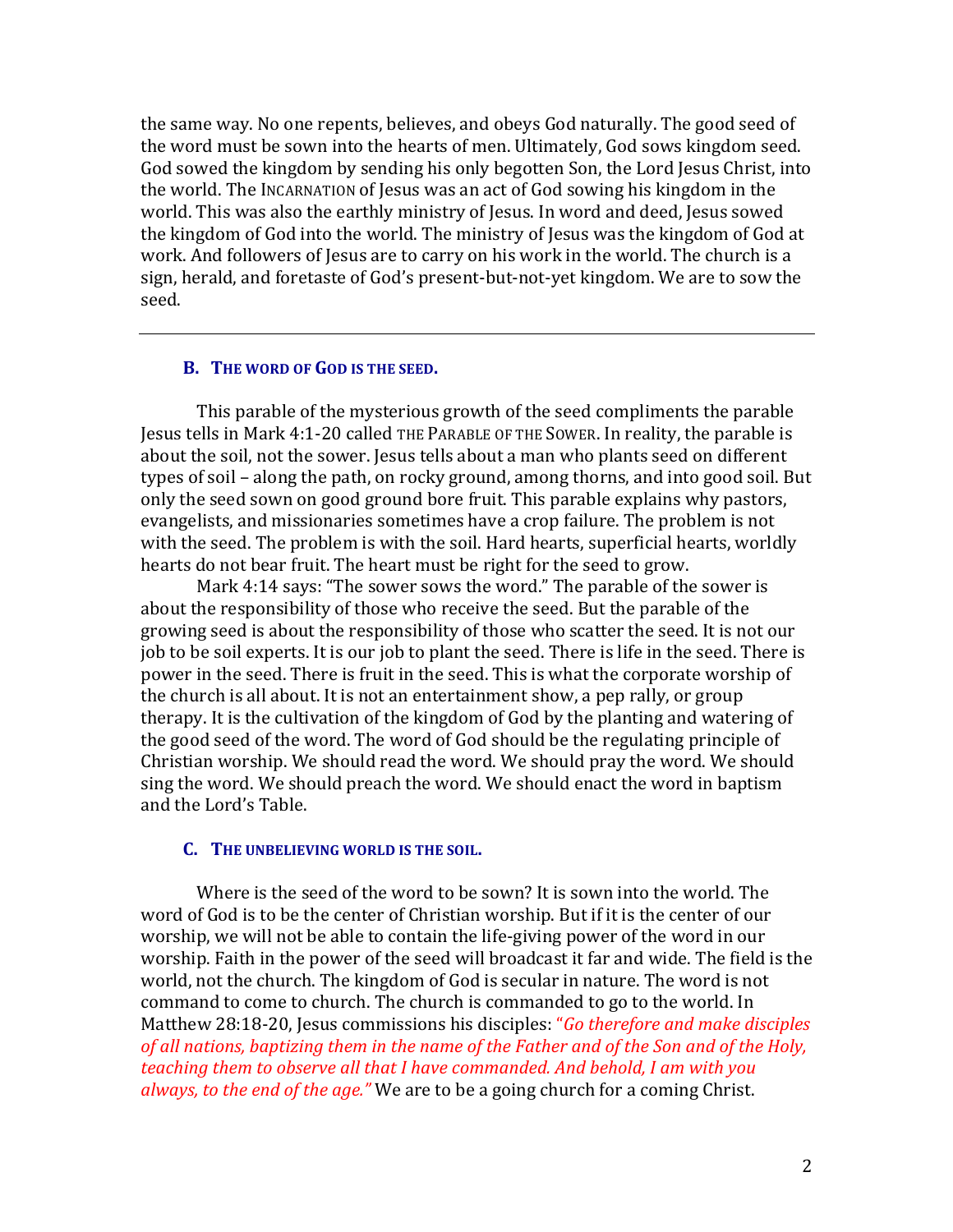the same way. No one repents, believes, and obeys God naturally. The good seed of the word must be sown into the hearts of men. Ultimately, God sows kingdom seed. God sowed the kingdom by sending his only begotten Son, the Lord Jesus Christ, into the world. The INCARNATION of Jesus was an act of God sowing his kingdom in the world. This was also the earthly ministry of Jesus. In word and deed, Jesus sowed the kingdom of God into the world. The ministry of Jesus was the kingdom of God at work. And followers of Jesus are to carry on his work in the world. The church is a sign, herald, and foretaste of God's present-but-not-yet kingdom. We are to sow the seed.

---

### B. THE WORD OF GOD IS THE SEED.

This parable of the mysterious growth of the seed compliments the parable Jesus tells in Mark 4:1-20 called THE PARABLE OF THE SOWER. In reality, the parable is about the soil, not the sower. Jesus tells about a man who plants seed on different types of soil – along the path, on rocky ground, among thorns, and into good soil. But only the seed sown on good ground bore fruit. This parable explains why pastors, evangelists, and missionaries sometimes have a crop failure. The problem is not with the seed. The problem is with the soil. Hard hearts, superficial hearts, worldly hearts do not bear fruit. The heart must be right for the seed to grow.

Mark 4:14 says: "The sower sows the word." The parable of the sower is about the responsibility of those who receive the seed. But the parable of the growing seed is about the responsibility of those who scatter the seed. It is not our job to be soil experts. It is our job to plant the seed. There is life in the seed. There is power in the seed. There is fruit in the seed. This is what the corporate worship of the church is all about. It is not an entertainment show, a pep rally, or group therapy. It is the cultivation of the kingdom of God by the planting and watering of the good seed of the word. The word of God should be the regulating principle of Christian worship. We should read the word. We should pray the word. We should sing the word. We should preach the word. We should enact the word in baptism and the Lord's Table.

### C. THE UNBELIEVING WORLD IS THE SOIL.

Where is the seed of the word to be sown? It is sown into the world. The word of God is to be the center of Christian worship. But if it is the center of our worship, we will not be able to contain the life-giving power of the word in our worship. Faith in the power of the seed will broadcast it far and wide. The field is the world, not the church. The kingdom of God is secular in nature. The word is not command to come to church. The church is commanded to go to the world. In Matthew 28:18-20, Jesus commissions his disciples: *"Go therefore and make disciples of all nations, baptizing them in the name of the Father and of the Son and of the Holy, teaching them to observe all that I have commanded. And behold, I am with you always, to the end of the age."* We are to be a going church for a coming Christ.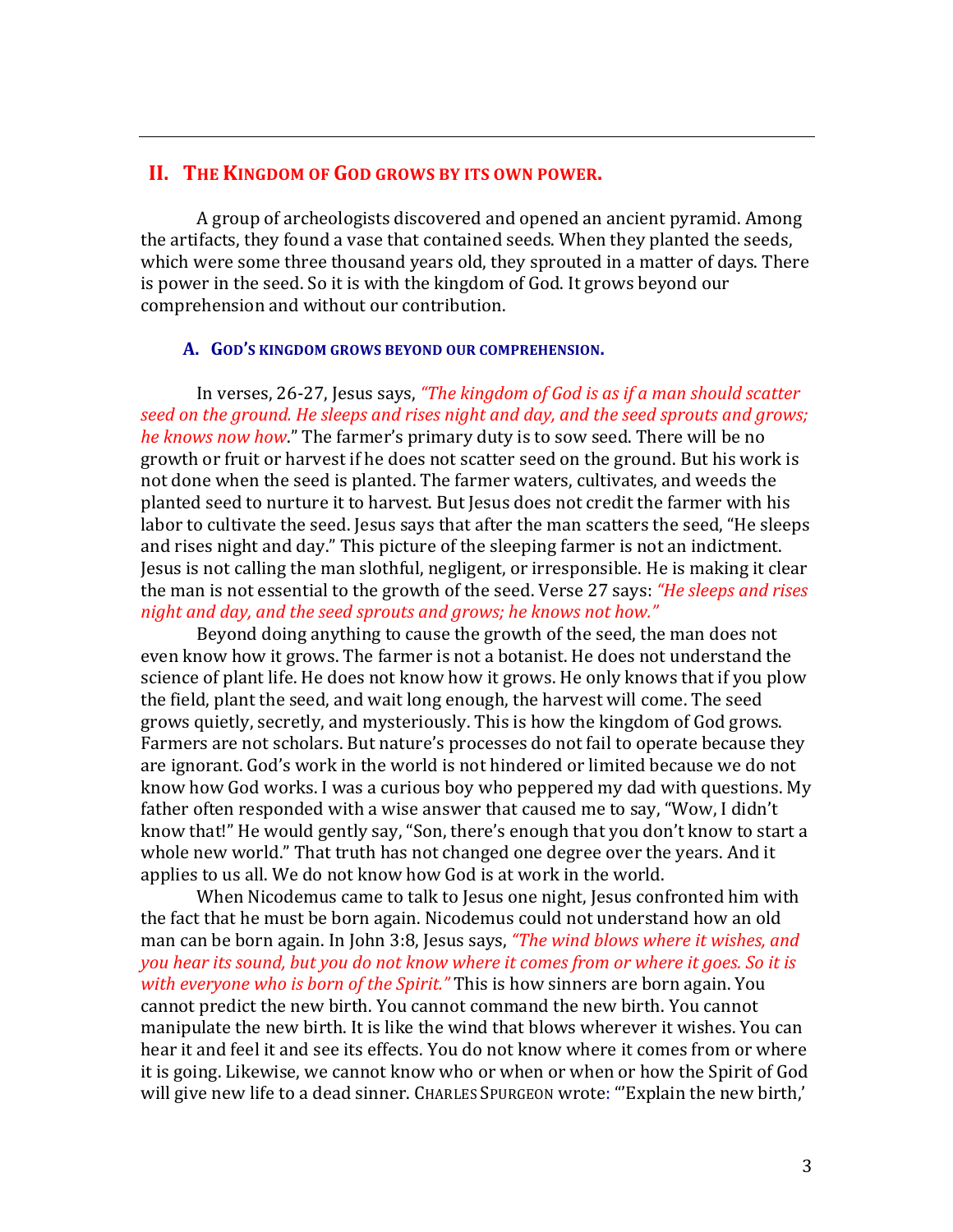## II. THE KINGDOM OF GOD GROWS BY ITS OWN POWER.

A group of archeologists discovered and opened an ancient pyramid. Among the artifacts, they found a vase that contained seeds. When they planted the seeds, which were some three thousand years old, they sprouted in a matter of days. There is power in the seed. So it is with the kingdom of God. It grows beyond our comprehension and without our contribution.

### A. GOD'S KINGDOM GROWS BEYOND OUR COMPREHENSION.

In verses, 26-27, Jesus says, *"The kingdom of God is as if a man should scatter seed on the ground. He sleeps and rises night and day, and the seed sprouts and grows; he knows now how*." The farmer's primary duty is to sow seed. There will be no growth or fruit or harvest if he does not scatter seed on the ground. But his work is not done when the seed is planted. The farmer waters, cultivates, and weeds the planted seed to nurture it to harvest. But Jesus does not credit the farmer with his labor to cultivate the seed. Jesus says that after the man scatters the seed, "He sleeps and rises night and day." This picture of the sleeping farmer is not an indictment. Jesus is not calling the man slothful, negligent, or irresponsible. He is making it clear the man is not essential to the growth of the seed. Verse 27 says: *"He sleeps and rises night and day, and the seed sprouts and grows; he knows not how."*

Beyond doing anything to cause the growth of the seed, the man does not even know how it grows. The farmer is not a botanist. He does not understand the science of plant life. He does not know how it grows. He only knows that if you plow the field, plant the seed, and wait long enough, the harvest will come. The seed grows quietly, secretly, and mysteriously. This is how the kingdom of God grows. Farmers are not scholars. But nature's processes do not fail to operate because they are ignorant. God's work in the world is not hindered or limited because we do not know how God works. I was a curious boy who peppered my dad with questions. My father often responded with a wise answer that caused me to say, "Wow, I didn't know that!" He would gently say, "Son, there's enough that you don't know to start a whole new world." That truth has not changed one degree over the years. And it applies to us all. We do not know how God is at work in the world.

When Nicodemus came to talk to Jesus one night, Jesus confronted him with the fact that he must be born again. Nicodemus could not understand how an old man can be born again. In John 3:8, Jesus says, *"The wind blows where it wishes, and you hear its sound, but you do not know where it comes from or where it goes. So it is with everyone who is born of the Spirit."* This is how sinners are born again. You cannot predict the new birth. You cannot command the new birth. You cannot manipulate the new birth. It is like the wind that blows wherever it wishes. You can hear it and feel it and see its effects. You do not know where it comes from or where it is going. Likewise, we cannot know who or when or when or how the Spirit of God will give new life to a dead sinner. CHARLES SPURGEON wrote: "'Explain the new birth,'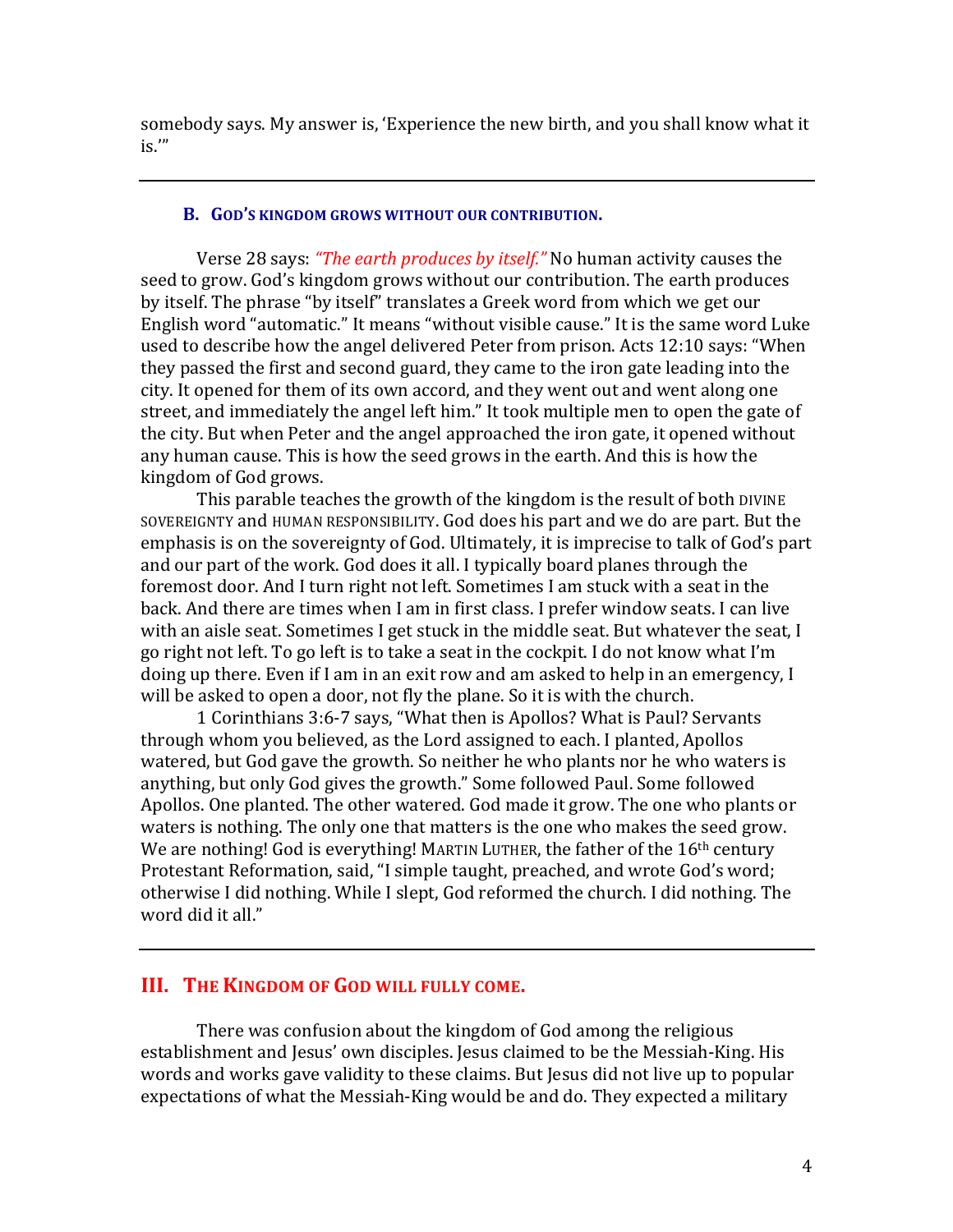somebody says. My answer is, 'Experience the new birth, and you shall know what it is.'"

---

### B. God's kingdom grows without our contribution.

Verse 28 says: *"The earth produces by itself."* No human activity causes the seed to grow. God's kingdom grows without our contribution. The earth produces by itself. The phrase "by itself" translates a Greek word from which we get our English word "automatic." It means "without visible cause." It is the same word Luke used to describe how the angel delivered Peter from prison. Acts 12:10 says: "When they passed the first and second guard, they came to the iron gate leading into the city. It opened for them of its own accord, and they went out and went along one street, and immediately the angel left him." It took multiple men to open the gate of the city. But when Peter and the angel approached the iron gate, it opened without any human cause. This is how the seed grows in the earth. And this is how the kingdom of God grows.

This parable teaches the growth of the kingdom is the result of both Divine Sovereignty and Human Responsibility. God does his part and we do are part. But the emphasis is on the sovereignty of God. Ultimately, it is imprecise to talk of God's part and our part of the work. God does it all. I typically board planes through the foremost door. And I turn right not left. Sometimes I am stuck with a seat in the back. And there are times when I am in first class. I prefer window seats. I can live with an aisle seat. Sometimes I get stuck in the middle seat. But whatever the seat, I go right not left. To go left is to take a seat in the cockpit. I do not know what I'm doing up there. Even if I am in an exit row and am asked to help in an emergency, I will be asked to open a door, not fly the plane. So it is with the church.

1 Corinthians 3:6-7 says, "What then is Apollos? What is Paul? Servants through whom you believed, as the Lord assigned to each. I planted, Apollos watered, but God gave the growth. So neither he who plants nor he who waters is anything, but only God gives the growth." Some followed Paul. Some followed Apollos. One planted. The other watered. God made it grow. The one who plants or waters is nothing. The only one that matters is the one who makes the seed grow. We are nothing! God is everything! Martin Luther, the father of the 16th century Protestant Reformation, said, "I simple taught, preached, and wrote God's word; otherwise I did nothing. While I slept, God reformed the church. I did nothing. The word did it all."

---

## III. The Kingdom of God will fully come.

There was confusion about the kingdom of God among the religious establishment and Jesus' own disciples. Jesus claimed to be the Messiah-King. His words and works gave validity to these claims. But Jesus did not live up to popular expectations of what the Messiah-King would be and do. They expected a military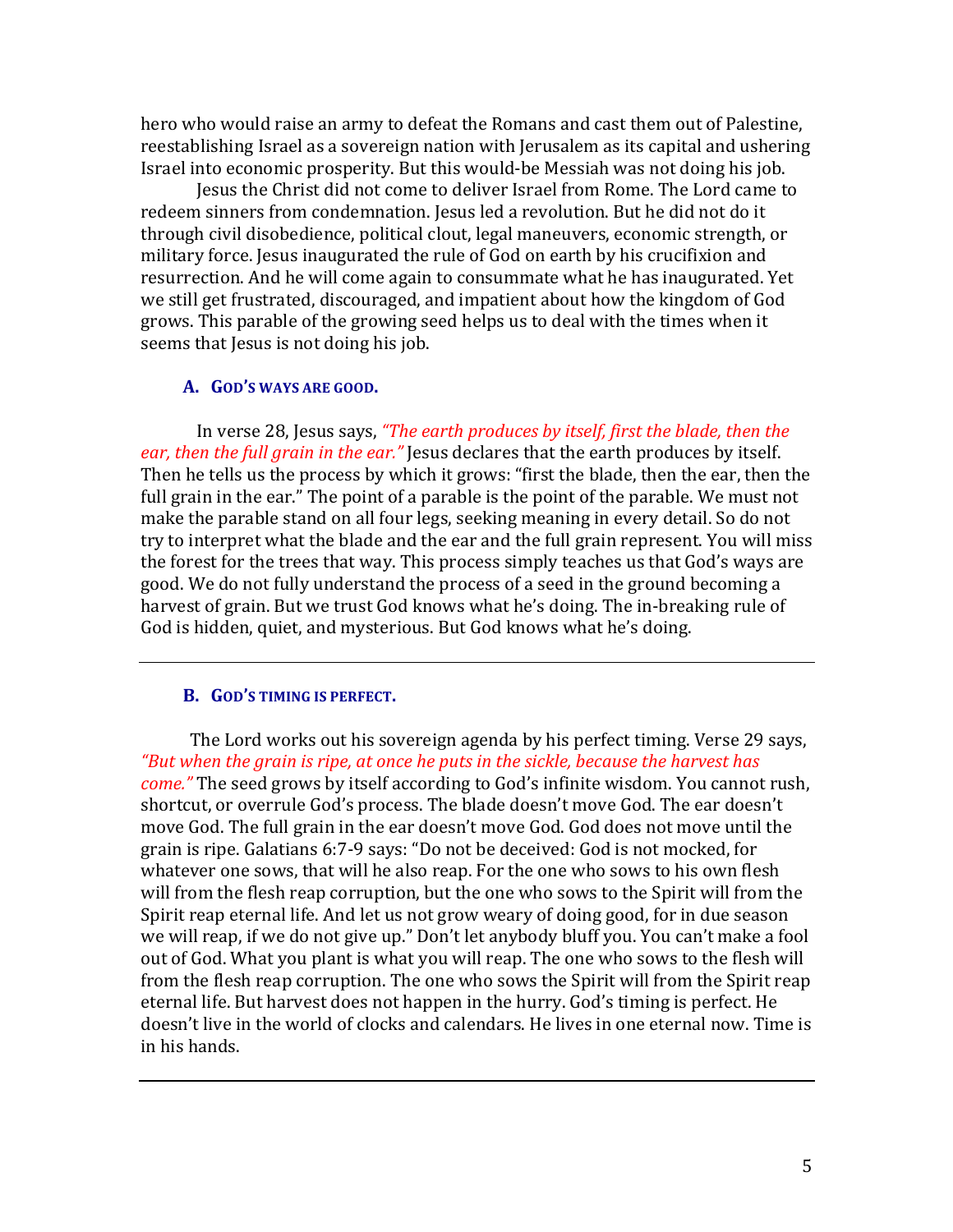hero who would raise an army to defeat the Romans and cast them out of Palestine, reestablishing Israel as a sovereign nation with Jerusalem as its capital and ushering Israel into economic prosperity. But this would-be Messiah was not doing his job.

Jesus the Christ did not come to deliver Israel from Rome. The Lord came to redeem sinners from condemnation. Jesus led a revolution. But he did not do it through civil disobedience, political clout, legal maneuvers, economic strength, or military force. Jesus inaugurated the rule of God on earth by his crucifixion and resurrection. And he will come again to consummate what he has inaugurated. Yet we still get frustrated, discouraged, and impatient about how the kingdom of God grows. This parable of the growing seed helps us to deal with the times when it seems that Jesus is not doing his job.

### A. God's ways are good.

In verse 28, Jesus says, *"The earth produces by itself, first the blade, then the ear, then the full grain in the ear."* Jesus declares that the earth produces by itself. Then he tells us the process by which it grows: "first the blade, then the ear, then the full grain in the ear." The point of a parable is the point of the parable. We must not make the parable stand on all four legs, seeking meaning in every detail. So do not try to interpret what the blade and the ear and the full grain represent. You will miss the forest for the trees that way. This process simply teaches us that God's ways are good. We do not fully understand the process of a seed in the ground becoming a harvest of grain. But we trust God knows what he's doing. The in-breaking rule of God is hidden, quiet, and mysterious. But God knows what he's doing.

---

### B. God's timing is perfect.

The Lord works out his sovereign agenda by his perfect timing. Verse 29 says, *"But when the grain is ripe, at once he puts in the sickle, because the harvest has come."* The seed grows by itself according to God's infinite wisdom. You cannot rush, shortcut, or overrule God's process. The blade doesn't move God. The ear doesn't move God. The full grain in the ear doesn't move God. God does not move until the grain is ripe. Galatians 6:7-9 says: "Do not be deceived: God is not mocked, for whatever one sows, that will he also reap. For the one who sows to his own flesh will from the flesh reap corruption, but the one who sows to the Spirit will from the Spirit reap eternal life. And let us not grow weary of doing good, for in due season we will reap, if we do not give up." Don't let anybody bluff you. You can't make a fool out of God. What you plant is what you will reap. The one who sows to the flesh will from the flesh reap corruption. The one who sows the Spirit will from the Spirit reap eternal life. But harvest does not happen in the hurry. God's timing is perfect. He doesn't live in the world of clocks and calendars. He lives in one eternal now. Time is in his hands.

---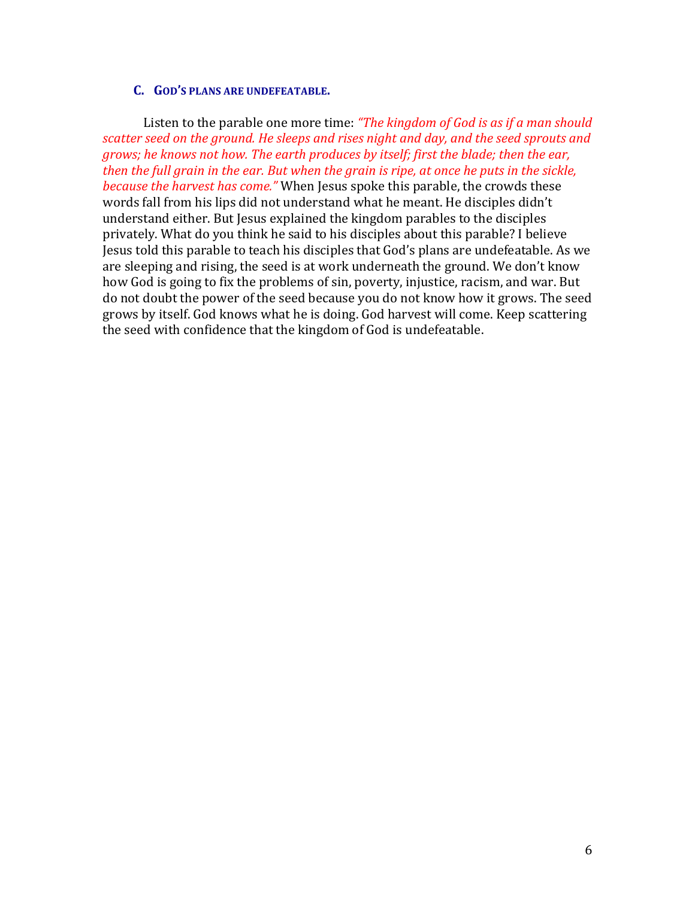### C. GOD'S PLANS ARE UNDEFEATABLE.

Listen to the parable one more time: *"The kingdom of God is as if a man should scatter seed on the ground. He sleeps and rises night and day, and the seed sprouts and grows; he knows not how. The earth produces by itself; first the blade; then the ear, then the full grain in the ear. But when the grain is ripe, at once he puts in the sickle, because the harvest has come."* When Jesus spoke this parable, the crowds these words fall from his lips did not understand what he meant. He disciples didn't understand either. But Jesus explained the kingdom parables to the disciples privately. What do you think he said to his disciples about this parable? I believe Jesus told this parable to teach his disciples that God's plans are undefeatable. As we are sleeping and rising, the seed is at work underneath the ground. We don't know how God is going to fix the problems of sin, poverty, injustice, racism, and war. But do not doubt the power of the seed because you do not know how it grows. The seed grows by itself. God knows what he is doing. God harvest will come. Keep scattering the seed with confidence that the kingdom of God is undefeatable.